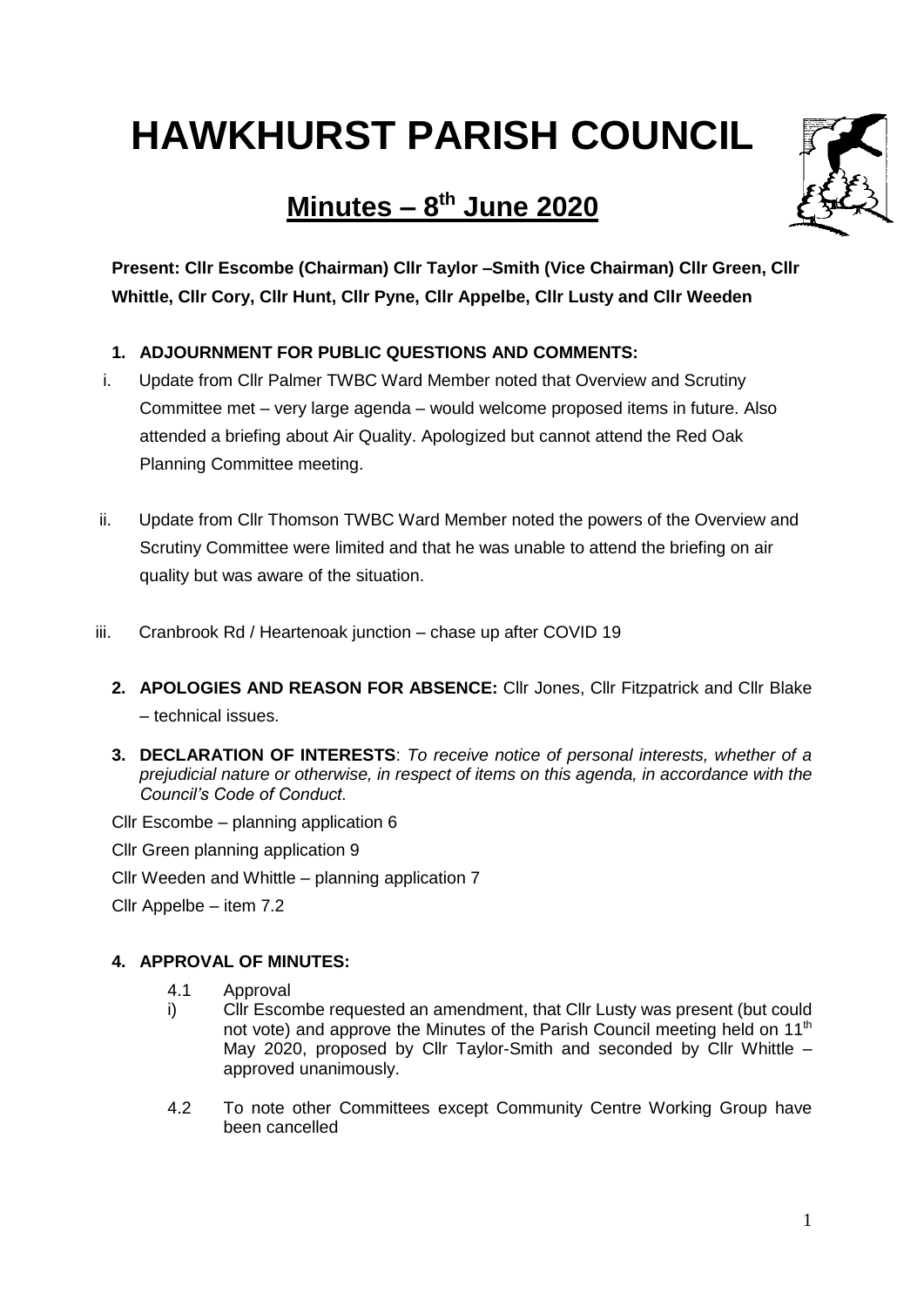# HAWKHURST PARISH COUNCIL

## Minutes – 8th June 2020

**Present: Cllr Escombe (Chairman) Cllr Taylor –Smith (Vice Chairman) Cllr Green, Cllr Whittle, Cllr Cory, Cllr Hunt, Cllr Pyne, Cllr Appelbe, Cllr Lusty and Cllr Weeden**

1. **ADJOURNMENT FOR PUBLIC QUESTIONS AND COMMENTS:**

   i. Update from Cllr Palmer TWBC Ward Member noted that Overview and Scrutiny Committee met – very large agenda – would welcome proposed items in future. Also attended a briefing about Air Quality. Apologized but cannot attend the Red Oak Planning Committee meeting.

   ii. Update from Cllr Thomson TWBC Ward Member noted the powers of the Overview and Scrutiny Committee were limited and that he was unable to attend the briefing on air quality but was aware of the situation.

   iii. Cranbrook Rd / Heartenoak junction – chase up after COVID 19

2. **APOLOGIES AND REASON FOR ABSENCE:** Cllr Jones, Cllr Fitzpatrick and Cllr Blake – technical issues.

3. **DECLARATION OF INTERESTS**: *To receive notice of personal interests, whether of a prejudicial nature or otherwise, in respect of items on this agenda, in accordance with the Council's Code of Conduct.*

Cllr Escombe – planning application 6

Cllr Green planning application 9

Cllr Weeden and Whittle – planning application 7

Cllr Appelbe – item 7.2

4. **APPROVAL OF MINUTES:**

   4.1 Approval

   i) Cllr Escombe requested an amendment, that Cllr Lusty was present (but could not vote) and approve the Minutes of the Parish Council meeting held on 11th May 2020, proposed by Cllr Taylor-Smith and seconded by Cllr Whittle – approved unanimously.

   4.2 To note other Committees except Community Centre Working Group have been cancelled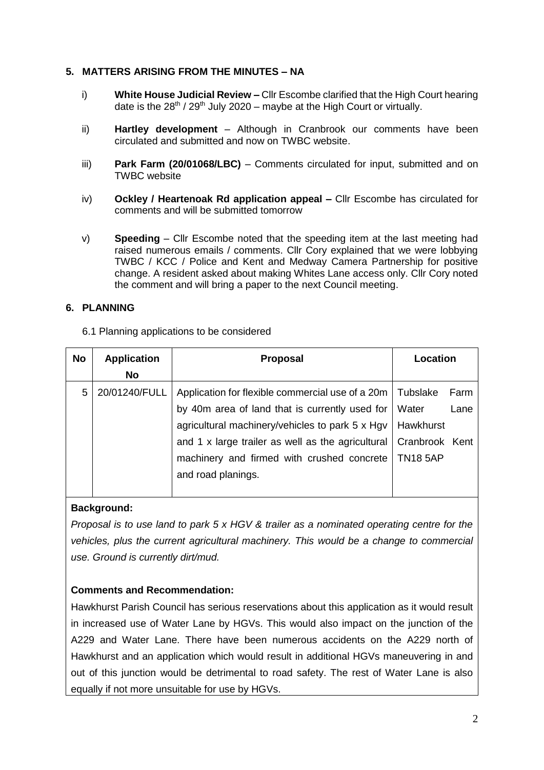## 5. MATTERS ARISING FROM THE MINUTES – NA

i) **White House Judicial Review –** Cllr Escombe clarified that the High Court hearing date is the 28th / 29th July 2020 – maybe at the High Court or virtually.

ii) **Hartley development** – Although in Cranbrook our comments have been circulated and submitted and now on TWBC website.

iii) **Park Farm (20/01068/LBC)** – Comments circulated for input, submitted and on TWBC website

iv) **Ockley / Heartenoak Rd application appeal –** Cllr Escombe has circulated for comments and will be submitted tomorrow

v) **Speeding** – Cllr Escombe noted that the speeding item at the last meeting had raised numerous emails / comments. Cllr Cory explained that we were lobbying TWBC / KCC / Police and Kent and Medway Camera Partnership for positive change. A resident asked about making Whites Lane access only. Cllr Cory noted the comment and will bring a paper to the next Council meeting.

## 6. PLANNING

6.1 Planning applications to be considered

| No | Application No | Proposal | Location |
|---|---|---|---|
| 5 | 20/01240/FULL | Application for flexible commercial use of a 20m by 40m area of land that is currently used for agricultural machinery/vehicles to park 5 x Hgv and 1 x large trailer as well as the agricultural machinery and firmed with crushed concrete and road planings. | Tubslake Farm Water Lane Hawkhurst Cranbrook Kent TN18 5AP |

**Background:**

*Proposal is to use land to park 5 x HGV & trailer as a nominated operating centre for the vehicles, plus the current agricultural machinery. This would be a change to commercial use. Ground is currently dirt/mud.*

**Comments and Recommendation:**

Hawkhurst Parish Council has serious reservations about this application as it would result in increased use of Water Lane by HGVs. This would also impact on the junction of the A229 and Water Lane. There have been numerous accidents on the A229 north of Hawkhurst and an application which would result in additional HGVs maneuvering in and out of this junction would be detrimental to road safety. The rest of Water Lane is also equally if not more unsuitable for use by HGVs.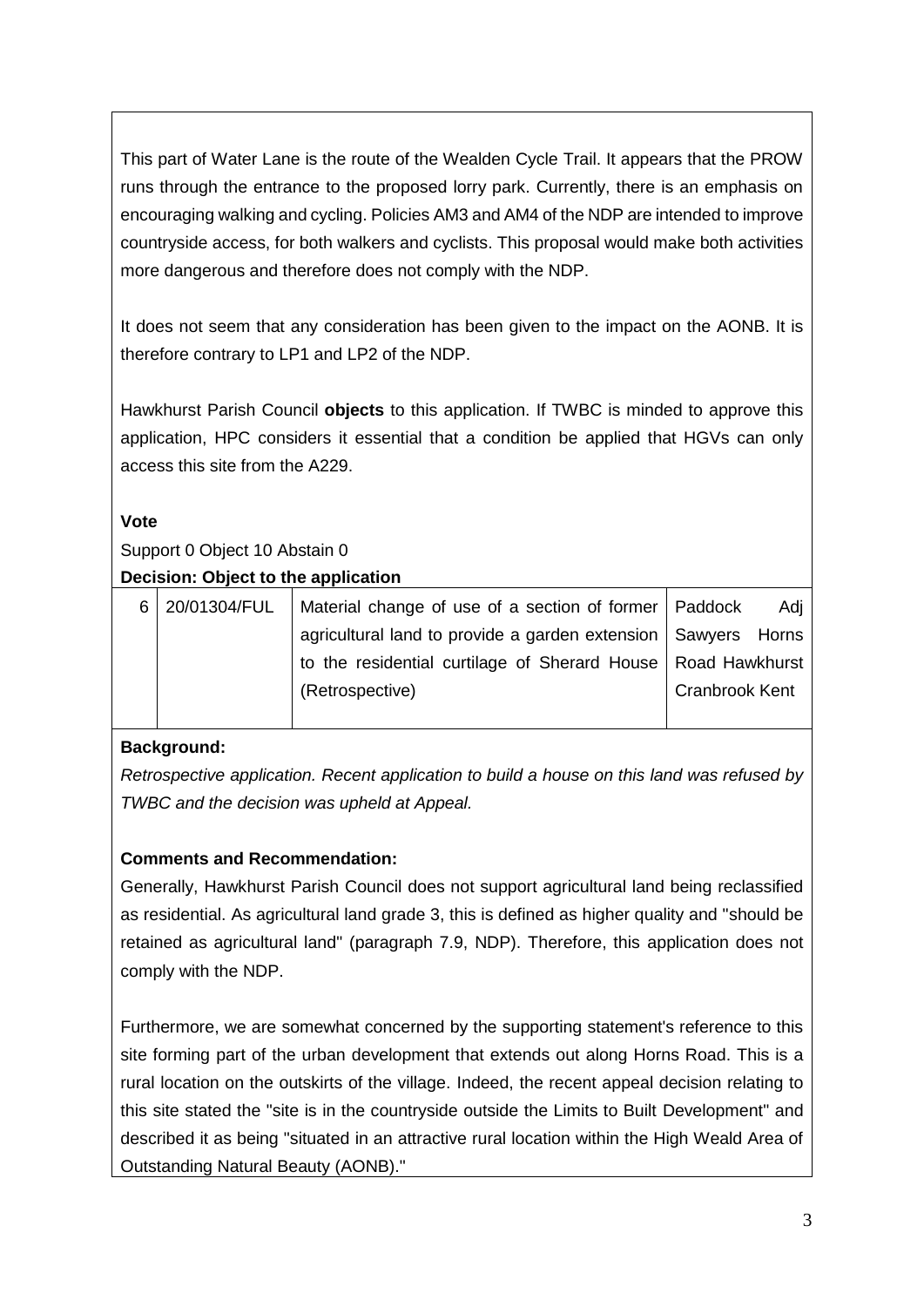This part of Water Lane is the route of the Wealden Cycle Trail. It appears that the PROW runs through the entrance to the proposed lorry park. Currently, there is an emphasis on encouraging walking and cycling. Policies AM3 and AM4 of the NDP are intended to improve countryside access, for both walkers and cyclists. This proposal would make both activities more dangerous and therefore does not comply with the NDP.

It does not seem that any consideration has been given to the impact on the AONB. It is therefore contrary to LP1 and LP2 of the NDP.

Hawkhurst Parish Council **objects** to this application. If TWBC is minded to approve this application, HPC considers it essential that a condition be applied that HGVs can only access this site from the A229.

**Vote**

Support 0 Object 10 Abstain 0

**Decision: Object to the application**

| 6 | 20/01304/FUL | Material change of use of a section of former agricultural land to provide a garden extension to the residential curtilage of Sherard House (Retrospective) | Paddock Adj Sawyers Horns Road Hawkhurst Cranbrook Kent |
|---|---|---|---|

**Background:**

*Retrospective application. Recent application to build a house on this land was refused by TWBC and the decision was upheld at Appeal.*

**Comments and Recommendation:**

Generally, Hawkhurst Parish Council does not support agricultural land being reclassified as residential. As agricultural land grade 3, this is defined as higher quality and "should be retained as agricultural land" (paragraph 7.9, NDP). Therefore, this application does not comply with the NDP.

Furthermore, we are somewhat concerned by the supporting statement's reference to this site forming part of the urban development that extends out along Horns Road. This is a rural location on the outskirts of the village. Indeed, the recent appeal decision relating to this site stated the "site is in the countryside outside the Limits to Built Development" and described it as being "situated in an attractive rural location within the High Weald Area of Outstanding Natural Beauty (AONB)."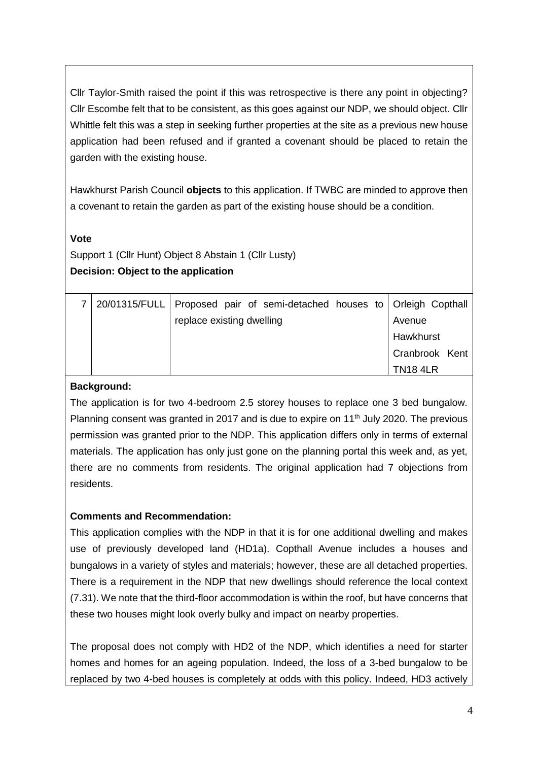Cllr Taylor-Smith raised the point if this was retrospective is there any point in objecting? Cllr Escombe felt that to be consistent, as this goes against our NDP, we should object. Cllr Whittle felt this was a step in seeking further properties at the site as a previous new house application had been refused and if granted a covenant should be placed to retain the garden with the existing house.

Hawkhurst Parish Council **objects** to this application. If TWBC are minded to approve then a covenant to retain the garden as part of the existing house should be a condition.

**Vote**

Support 1 (Cllr Hunt) Object 8 Abstain 1 (Cllr Lusty)

**Decision: Object to the application**

| 7 | 20/01315/FULL | Proposed pair of semi-detached houses to replace existing dwelling | Orleigh Copthall Avenue Hawkhurst Cranbrook Kent TN18 4LR |
|---|---|---|---|

**Background:**

The application is for two 4-bedroom 2.5 storey houses to replace one 3 bed bungalow. Planning consent was granted in 2017 and is due to expire on 11th July 2020. The previous permission was granted prior to the NDP. This application differs only in terms of external materials. The application has only just gone on the planning portal this week and, as yet, there are no comments from residents. The original application had 7 objections from residents.

**Comments and Recommendation:**

This application complies with the NDP in that it is for one additional dwelling and makes use of previously developed land (HD1a). Copthall Avenue includes a houses and bungalows in a variety of styles and materials; however, these are all detached properties. There is a requirement in the NDP that new dwellings should reference the local context (7.31). We note that the third-floor accommodation is within the roof, but have concerns that these two houses might look overly bulky and impact on nearby properties.

The proposal does not comply with HD2 of the NDP, which identifies a need for starter homes and homes for an ageing population. Indeed, the loss of a 3-bed bungalow to be replaced by two 4-bed houses is completely at odds with this policy. Indeed, HD3 actively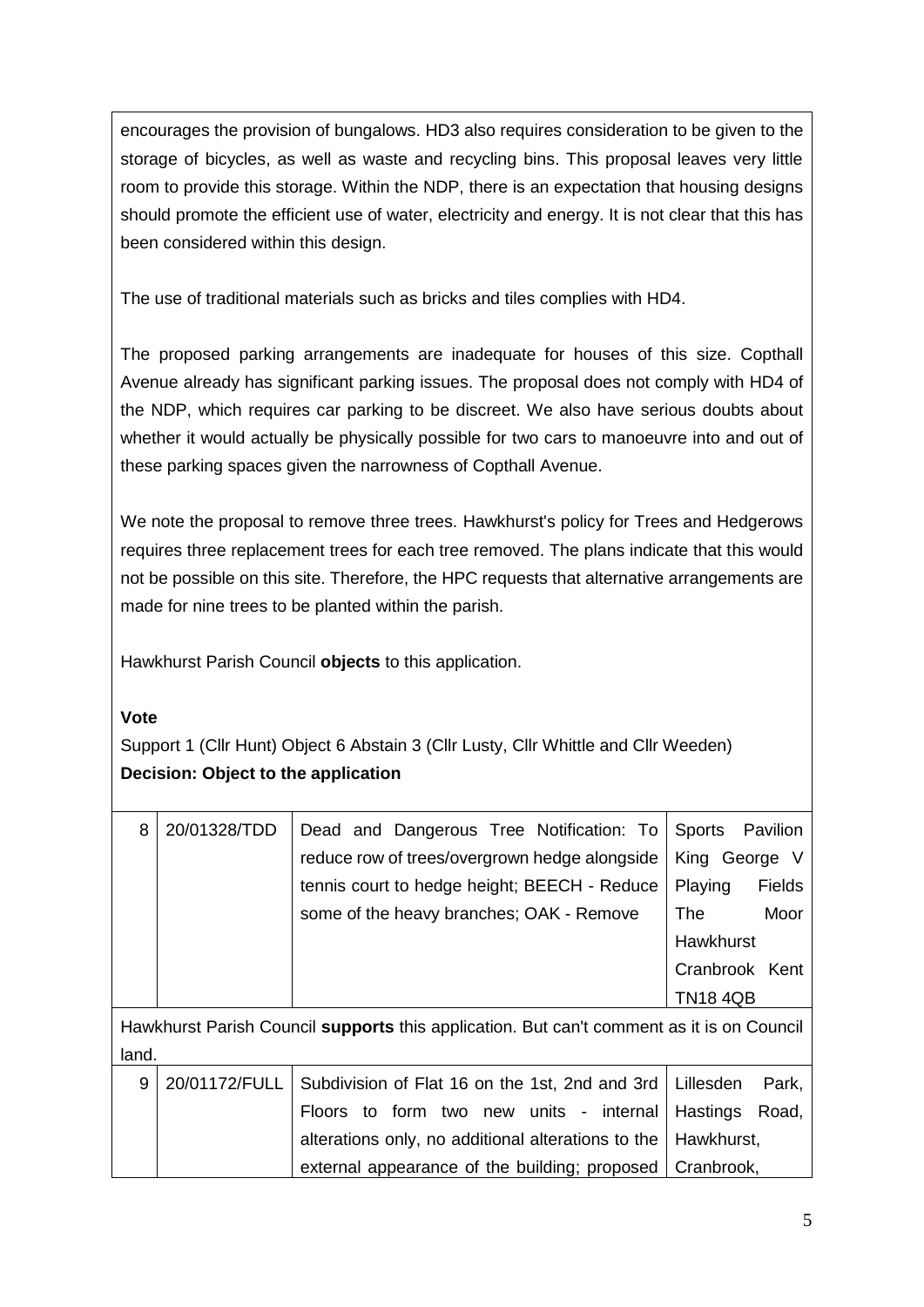encourages the provision of bungalows. HD3 also requires consideration to be given to the storage of bicycles, as well as waste and recycling bins. This proposal leaves very little room to provide this storage. Within the NDP, there is an expectation that housing designs should promote the efficient use of water, electricity and energy. It is not clear that this has been considered within this design.

The use of traditional materials such as bricks and tiles complies with HD4.

The proposed parking arrangements are inadequate for houses of this size. Copthall Avenue already has significant parking issues. The proposal does not comply with HD4 of the NDP, which requires car parking to be discreet. We also have serious doubts about whether it would actually be physically possible for two cars to manoeuvre into and out of these parking spaces given the narrowness of Copthall Avenue.

We note the proposal to remove three trees. Hawkhurst's policy for Trees and Hedgerows requires three replacement trees for each tree removed. The plans indicate that this would not be possible on this site. Therefore, the HPC requests that alternative arrangements are made for nine trees to be planted within the parish.

Hawkhurst Parish Council **objects** to this application.

**Vote**

Support 1 (Cllr Hunt) Object 6 Abstain 3 (Cllr Lusty, Cllr Whittle and Cllr Weeden)

**Decision: Object to the application**

| 8 | 20/01328/TDD | Dead and Dangerous Tree Notification: To reduce row of trees/overgrown hedge alongside tennis court to hedge height; BEECH - Reduce some of the heavy branches; OAK - Remove | Sports Pavilion King George V Playing Fields The Moor Hawkhurst Cranbrook Kent TN18 4QB |
|---|---|---|---|

Hawkhurst Parish Council **supports** this application. But can't comment as it is on Council land.

| 9 | 20/01172/FULL | Subdivision of Flat 16 on the 1st, 2nd and 3rd Floors to form two new units - internal alterations only, no additional alterations to the external appearance of the building; proposed | Lillesden Park, Hastings Road, Hawkhurst, Cranbrook, |
|---|---|---|---|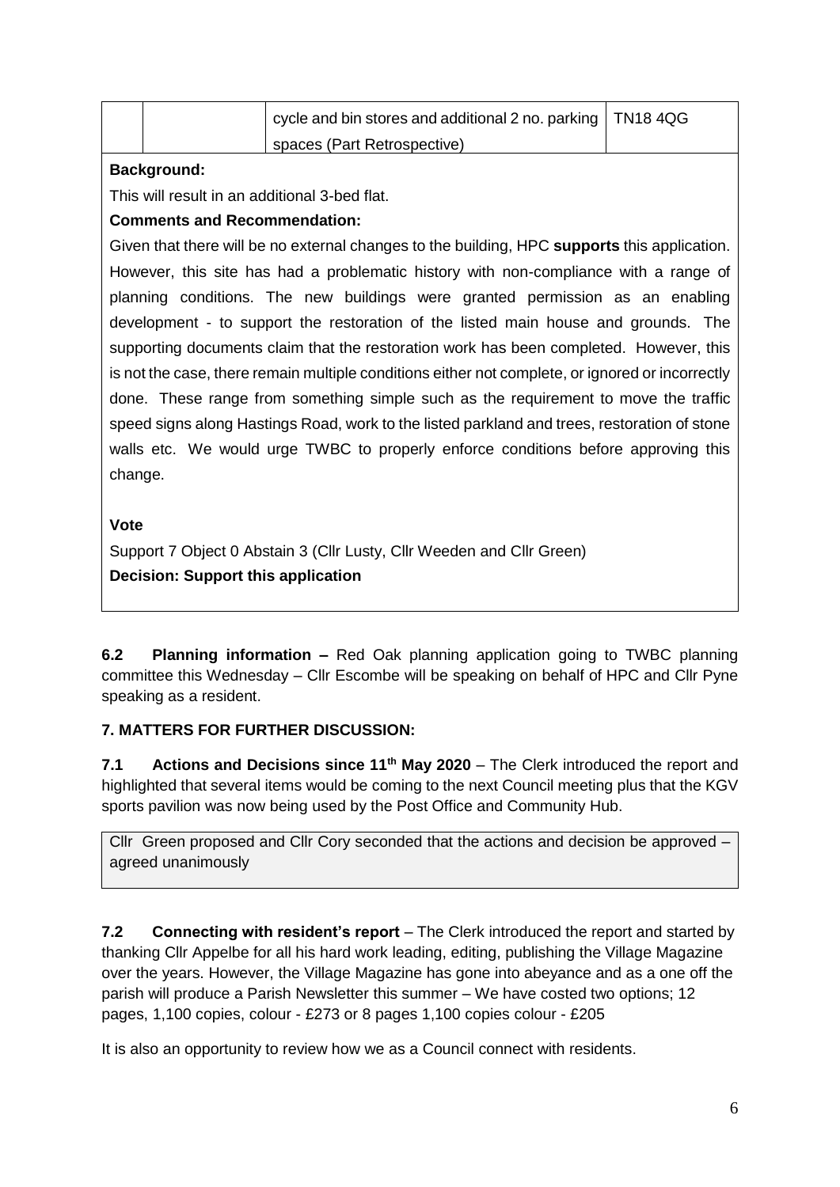| | | cycle and bin stores and additional 2 no. parking spaces (Part Retrospective) | TN18 4QG |
|---|---|---|---|

**Background:**

This will result in an additional 3-bed flat.

**Comments and Recommendation:**

Given that there will be no external changes to the building, HPC **supports** this application. However, this site has had a problematic history with non-compliance with a range of planning conditions. The new buildings were granted permission as an enabling development - to support the restoration of the listed main house and grounds. The supporting documents claim that the restoration work has been completed. However, this is not the case, there remain multiple conditions either not complete, or ignored or incorrectly done. These range from something simple such as the requirement to move the traffic speed signs along Hastings Road, work to the listed parkland and trees, restoration of stone walls etc. We would urge TWBC to properly enforce conditions before approving this change.

**Vote**

Support 7 Object 0 Abstain 3 (Cllr Lusty, Cllr Weeden and Cllr Green)

**Decision: Support this application**

**6.2 Planning information –** Red Oak planning application going to TWBC planning committee this Wednesday – Cllr Escombe will be speaking on behalf of HPC and Cllr Pyne speaking as a resident.

## 7. MATTERS FOR FURTHER DISCUSSION:

**7.1 Actions and Decisions since 11th May 2020** – The Clerk introduced the report and highlighted that several items would be coming to the next Council meeting plus that the KGV sports pavilion was now being used by the Post Office and Community Hub.

Cllr Green proposed and Cllr Cory seconded that the actions and decision be approved – agreed unanimously

**7.2 Connecting with resident's report** – The Clerk introduced the report and started by thanking Cllr Appelbe for all his hard work leading, editing, publishing the Village Magazine over the years. However, the Village Magazine has gone into abeyance and as a one off the parish will produce a Parish Newsletter this summer – We have costed two options; 12 pages, 1,100 copies, colour - £273 or 8 pages 1,100 copies colour - £205

It is also an opportunity to review how we as a Council connect with residents.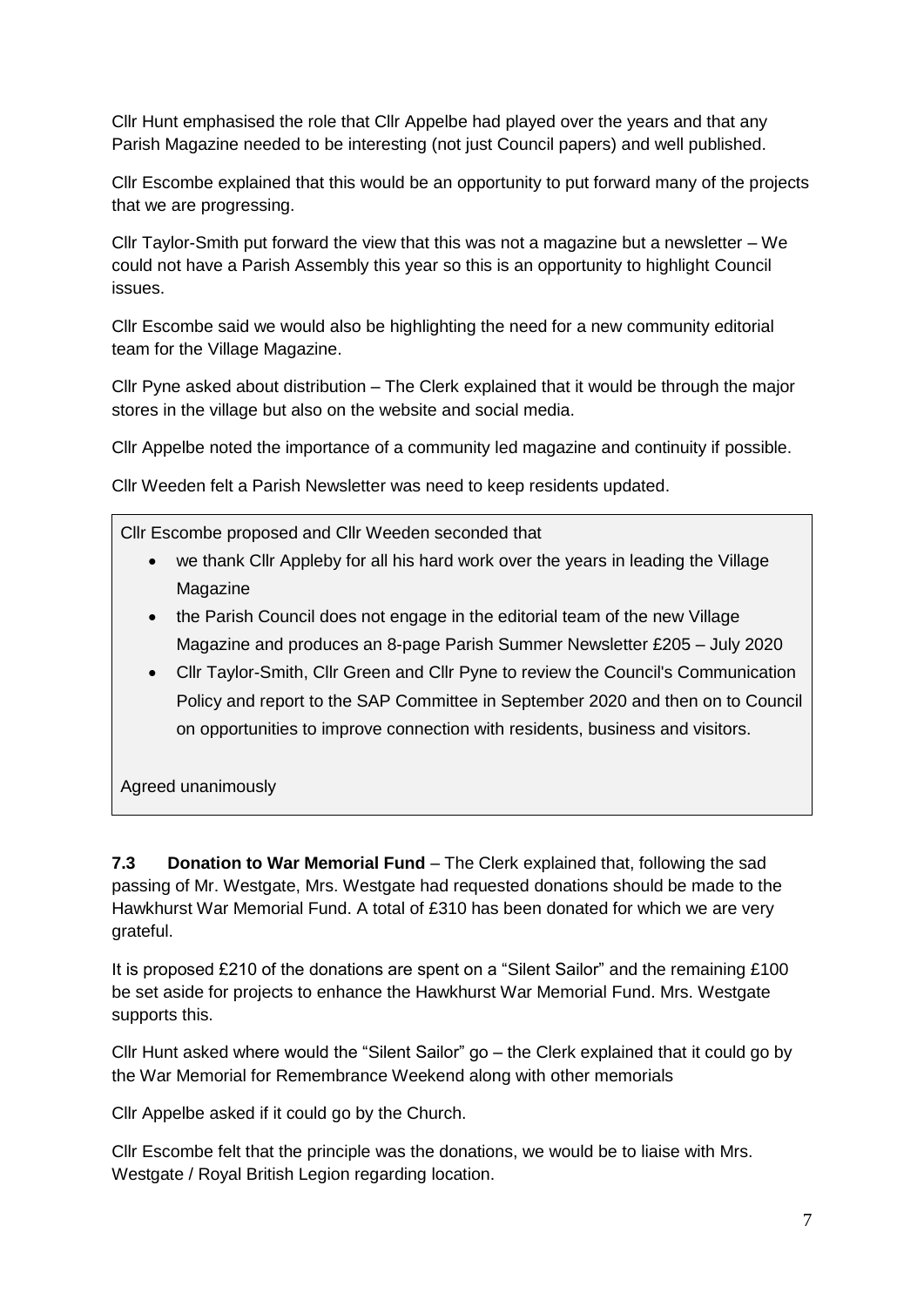Cllr Hunt emphasised the role that Cllr Appelbe had played over the years and that any Parish Magazine needed to be interesting (not just Council papers) and well published.

Cllr Escombe explained that this would be an opportunity to put forward many of the projects that we are progressing.

Cllr Taylor-Smith put forward the view that this was not a magazine but a newsletter – We could not have a Parish Assembly this year so this is an opportunity to highlight Council issues.

Cllr Escombe said we would also be highlighting the need for a new community editorial team for the Village Magazine.

Cllr Pyne asked about distribution – The Clerk explained that it would be through the major stores in the village but also on the website and social media.

Cllr Appelbe noted the importance of a community led magazine and continuity if possible.

Cllr Weeden felt a Parish Newsletter was need to keep residents updated.

Cllr Escombe proposed and Cllr Weeden seconded that

- we thank Cllr Appleby for all his hard work over the years in leading the Village Magazine
- the Parish Council does not engage in the editorial team of the new Village Magazine and produces an 8-page Parish Summer Newsletter £205 – July 2020
- Cllr Taylor-Smith, Cllr Green and Cllr Pyne to review the Council's Communication Policy and report to the SAP Committee in September 2020 and then on to Council on opportunities to improve connection with residents, business and visitors.

Agreed unanimously

**7.3 Donation to War Memorial Fund** – The Clerk explained that, following the sad passing of Mr. Westgate, Mrs. Westgate had requested donations should be made to the Hawkhurst War Memorial Fund. A total of £310 has been donated for which we are very grateful.

It is proposed £210 of the donations are spent on a "Silent Sailor" and the remaining £100 be set aside for projects to enhance the Hawkhurst War Memorial Fund. Mrs. Westgate supports this.

Cllr Hunt asked where would the "Silent Sailor" go – the Clerk explained that it could go by the War Memorial for Remembrance Weekend along with other memorials

Cllr Appelbe asked if it could go by the Church.

Cllr Escombe felt that the principle was the donations, we would be to liaise with Mrs. Westgate / Royal British Legion regarding location.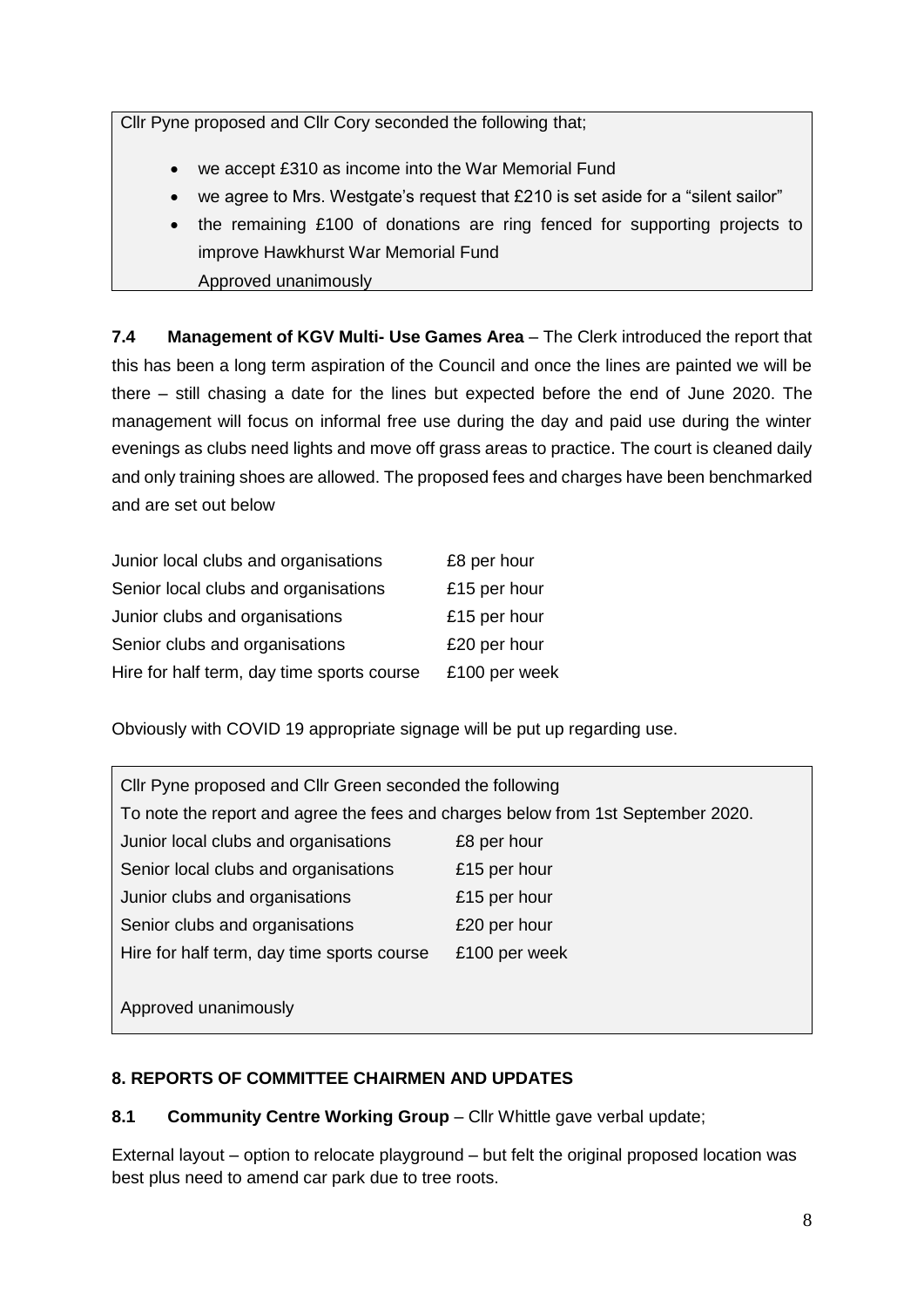Cllr Pyne proposed and Cllr Cory seconded the following that;

- we accept £310 as income into the War Memorial Fund
- we agree to Mrs. Westgate's request that £210 is set aside for a "silent sailor"
- the remaining £100 of donations are ring fenced for supporting projects to improve Hawkhurst War Memorial Fund

Approved unanimously

**7.4 Management of KGV Multi- Use Games Area** – The Clerk introduced the report that this has been a long term aspiration of the Council and once the lines are painted we will be there – still chasing a date for the lines but expected before the end of June 2020. The management will focus on informal free use during the day and paid use during the winter evenings as clubs need lights and move off grass areas to practice. The court is cleaned daily and only training shoes are allowed. The proposed fees and charges have been benchmarked and are set out below

| | |
|---|---|
| Junior local clubs and organisations | £8 per hour |
| Senior local clubs and organisations | £15 per hour |
| Junior clubs and organisations | £15 per hour |
| Senior clubs and organisations | £20 per hour |
| Hire for half term, day time sports course | £100 per week |

Obviously with COVID 19 appropriate signage will be put up regarding use.

Cllr Pyne proposed and Cllr Green seconded the following

To note the report and agree the fees and charges below from 1st September 2020.

| | |
|---|---|
| Junior local clubs and organisations | £8 per hour |
| Senior local clubs and organisations | £15 per hour |
| Junior clubs and organisations | £15 per hour |
| Senior clubs and organisations | £20 per hour |
| Hire for half term, day time sports course | £100 per week |

Approved unanimously

## 8. REPORTS OF COMMITTEE CHAIRMEN AND UPDATES

**8.1 Community Centre Working Group** – Cllr Whittle gave verbal update;

External layout – option to relocate playground – but felt the original proposed location was best plus need to amend car park due to tree roots.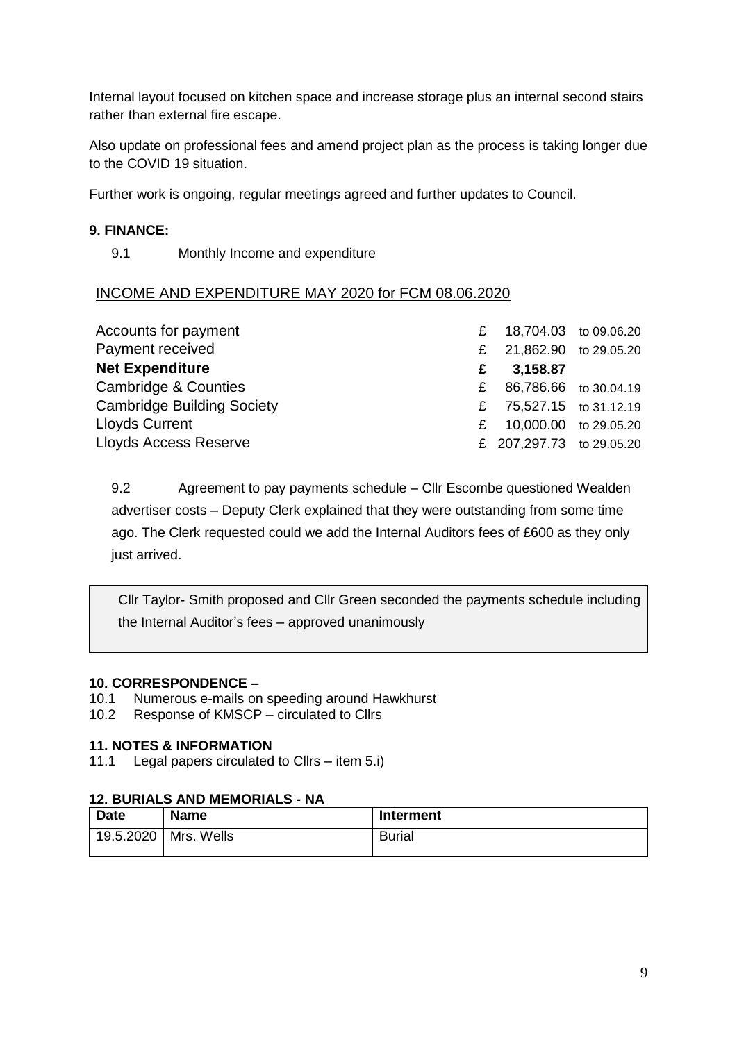Internal layout focused on kitchen space and increase storage plus an internal second stairs rather than external fire escape.

Also update on professional fees and amend project plan as the process is taking longer due to the COVID 19 situation.

Further work is ongoing, regular meetings agreed and further updates to Council.

**9. FINANCE:**

9.1 Monthly Income and expenditure

INCOME AND EXPENDITURE MAY 2020 for FCM 08.06.2020

| | | | |
|---|---|---|---|
| Accounts for payment | £ | 18,704.03 | to 09.06.20 |
| Payment received | £ | 21,862.90 | to 29.05.20 |
| **Net Expenditure** | **£** | **3,158.87** | |
| Cambridge & Counties | £ | 86,786.66 | to 30.04.19 |
| Cambridge Building Society | £ | 75,527.15 | to 31.12.19 |
| Lloyds Current | £ | 10,000.00 | to 29.05.20 |
| Lloyds Access Reserve | £ | 207,297.73 | to 29.05.20 |

9.2 Agreement to pay payments schedule – Cllr Escombe questioned Wealden advertiser costs – Deputy Clerk explained that they were outstanding from some time ago. The Clerk requested could we add the Internal Auditors fees of £600 as they only just arrived.

Cllr Taylor- Smith proposed and Cllr Green seconded the payments schedule including the Internal Auditor's fees – approved unanimously

**10. CORRESPONDENCE –**

10.1 Numerous e-mails on speeding around Hawkhurst

10.2 Response of KMSCP – circulated to Cllrs

**11. NOTES & INFORMATION**

11.1 Legal papers circulated to Cllrs – item 5.i)

**12. BURIALS AND MEMORIALS - NA**

| Date | Name | Interment |
|---|---|---|
| 19.5.2020 | Mrs. Wells | Burial |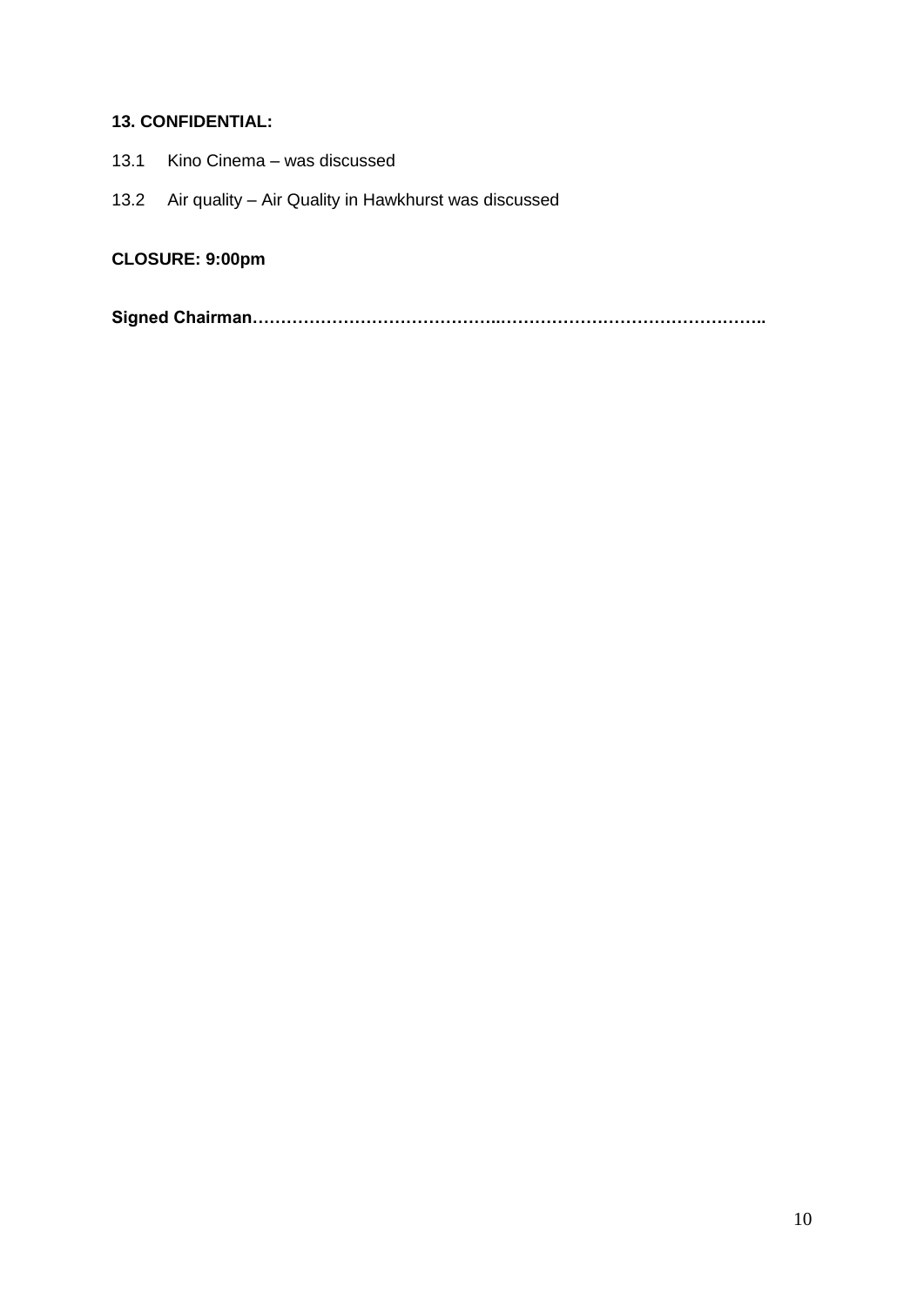**13. CONFIDENTIAL:**

13.1 Kino Cinema – was discussed

13.2 Air quality – Air Quality in Hawkhurst was discussed

**CLOSURE: 9:00pm**

**Signed Chairman…………………………………..………………………………………..**